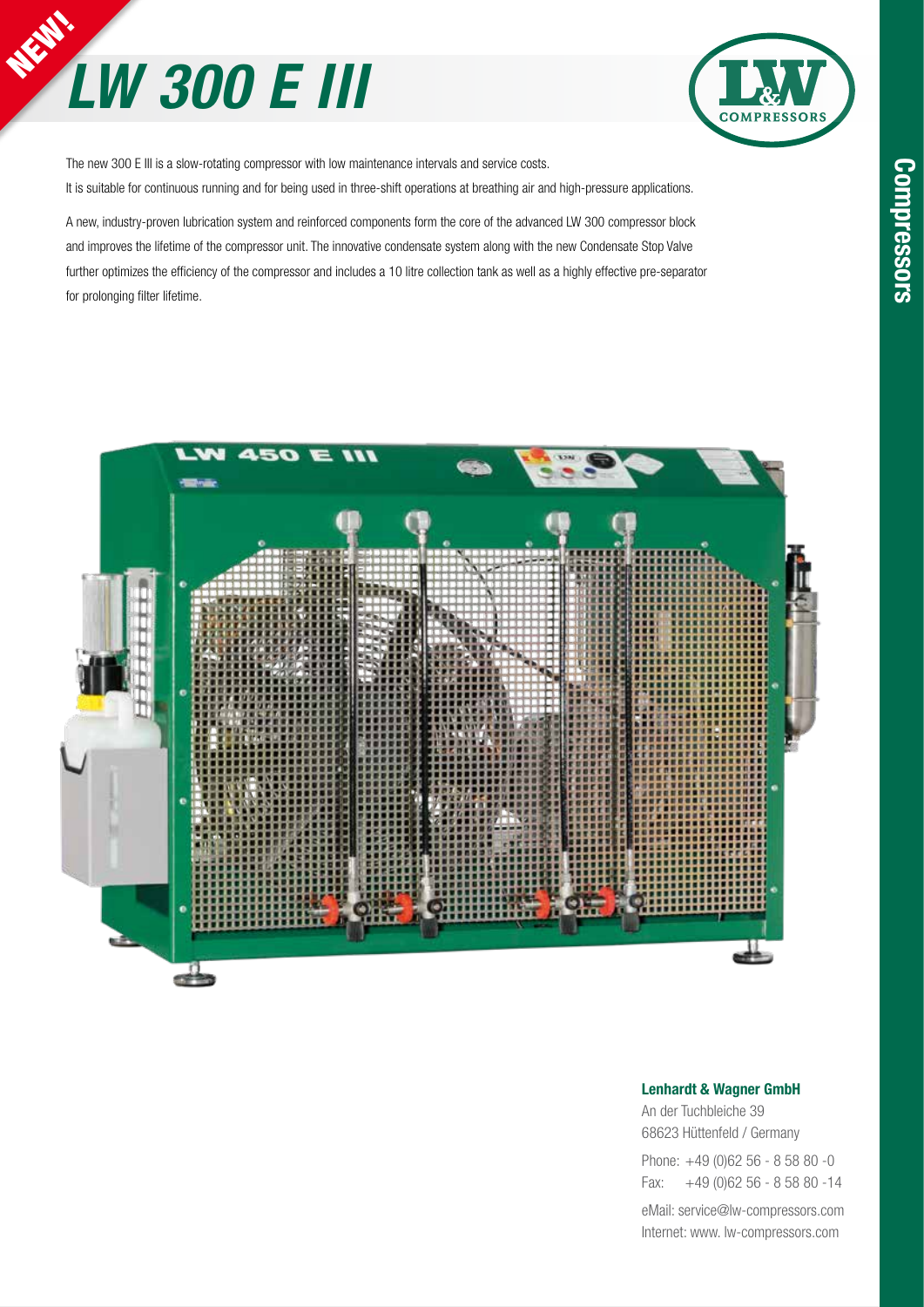NEW!

# LW 300 E III

The new 300 E III is a slow-rotating compressor with low maintenance intervals and service costs.
It is suitable for continuous running and for being used in three-shift operations at breathing air and high-pressure applications.

A new, industry-proven lubrication system and reinforced components form the core of the advanced LW 300 compressor block and improves the lifetime of the compressor unit. The innovative condensate system along with the new Condensate Stop Valve further optimizes the efficiency of the compressor and includes a 10 litre collection tank as well as a highly effective pre-separator for prolonging filter lifetime.

**Lenhardt & Wagner GmbH**
An der Tuchbleiche 39
68623 Hüttenfeld / Germany

Phone: +49 (0)62 56 - 8 58 80 -0
Fax: +49 (0)62 56 - 8 58 80 -14

eMail: service@lw-compressors.com
Internet: www. lw-compressors.com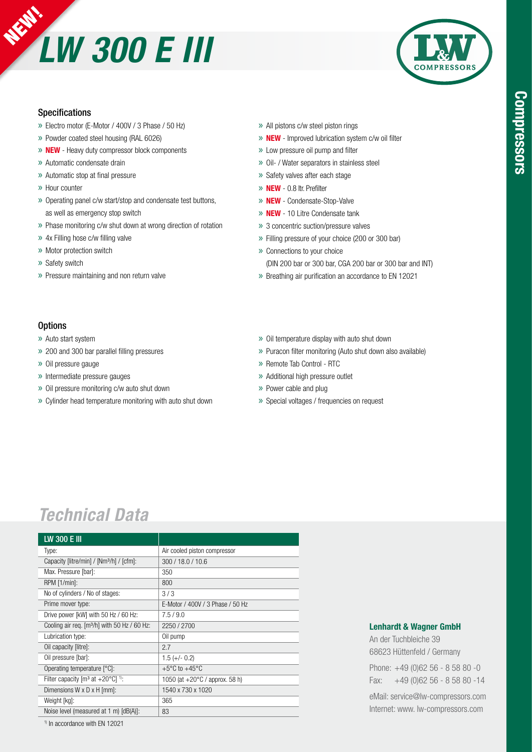NEW!

# LW 300 E III

## Specifications

- Electro motor (E-Motor / 400V / 3 Phase / 50 Hz)
- Powder coated steel housing (RAL 6026)
- **NEW** - Heavy duty compressor block components
- Automatic condensate drain
- Automatic stop at final pressure
- Hour counter
- Operating panel c/w start/stop and condensate test buttons, as well as emergency stop switch
- Phase monitoring c/w shut down at wrong direction of rotation
- 4x Filling hose c/w filling valve
- Motor protection switch
- Safety switch
- Pressure maintaining and non return valve
- All pistons c/w steel piston rings
- **NEW** - Improved lubrication system c/w oil filter
- Low pressure oil pump and filter
- Oil- / Water separators in stainless steel
- Safety valves after each stage
- **NEW** - 0.8 ltr. Prefilter
- **NEW** - Condensate-Stop-Valve
- **NEW** - 10 Litre Condensate tank
- 3 concentric suction/pressure valves
- Filling pressure of your choice (200 or 300 bar)
- Connections to your choice (DIN 200 bar or 300 bar, CGA 200 bar or 300 bar and INT)
- Breathing air purification an accordance to EN 12021

## Options

- Auto start system
- 200 and 300 bar parallel filling pressures
- Oil pressure gauge
- Intermediate pressure gauges
- Oil pressure monitoring c/w auto shut down
- Cylinder head temperature monitoring with auto shut down
- Oil temperature display with auto shut down
- Puracon filter monitoring (Auto shut down also available)
- Remote Tab Control - RTC
- Additional high pressure outlet
- Power cable and plug
- Special voltages / frequencies on request

## Technical Data

| LW 300 E III | |
|---|---|
| Type: | Air cooled piston compressor |
| Capacity [litre/min] / [Nm³/h] / [cfm]: | 300 / 18.0 / 10.6 |
| Max. Pressure [bar]: | 350 |
| RPM [1/min]: | 800 |
| No of cylinders / No of stages: | 3 / 3 |
| Prime mover type: | E-Motor / 400V / 3 Phase / 50 Hz |
| Drive power [kW] with 50 Hz / 60 Hz: | 7.5 / 9.0 |
| Cooling air req. [m³/h] with 50 Hz / 60 Hz: | 2250 / 2700 |
| Lubrication type: | Oil pump |
| Oil capacity [litre]: | 2.7 |
| Oil pressure [bar]: | 1.5 (+/- 0.2) |
| Operating temperature [°C]: | +5°C to +45°C |
| Filter capacity [m³ at +20°C] [1]: | 1050 (at +20°C / approx. 58 h) |
| Dimensions W x D x H [mm]: | 1540 x 730 x 1020 |
| Weight [kg]: | 365 |
| Noise level (measured at 1 m) [dB(A)]: | 83 |

[1] In accordance with EN 12021

**Lenhardt & Wagner GmbH**
An der Tuchbleiche 39
68623 Hüttenfeld / Germany

Phone: +49 (0)62 56 - 8 58 80 -0
Fax: +49 (0)62 56 - 8 58 80 -14

eMail: service@lw-compressors.com
Internet: www. lw-compressors.com